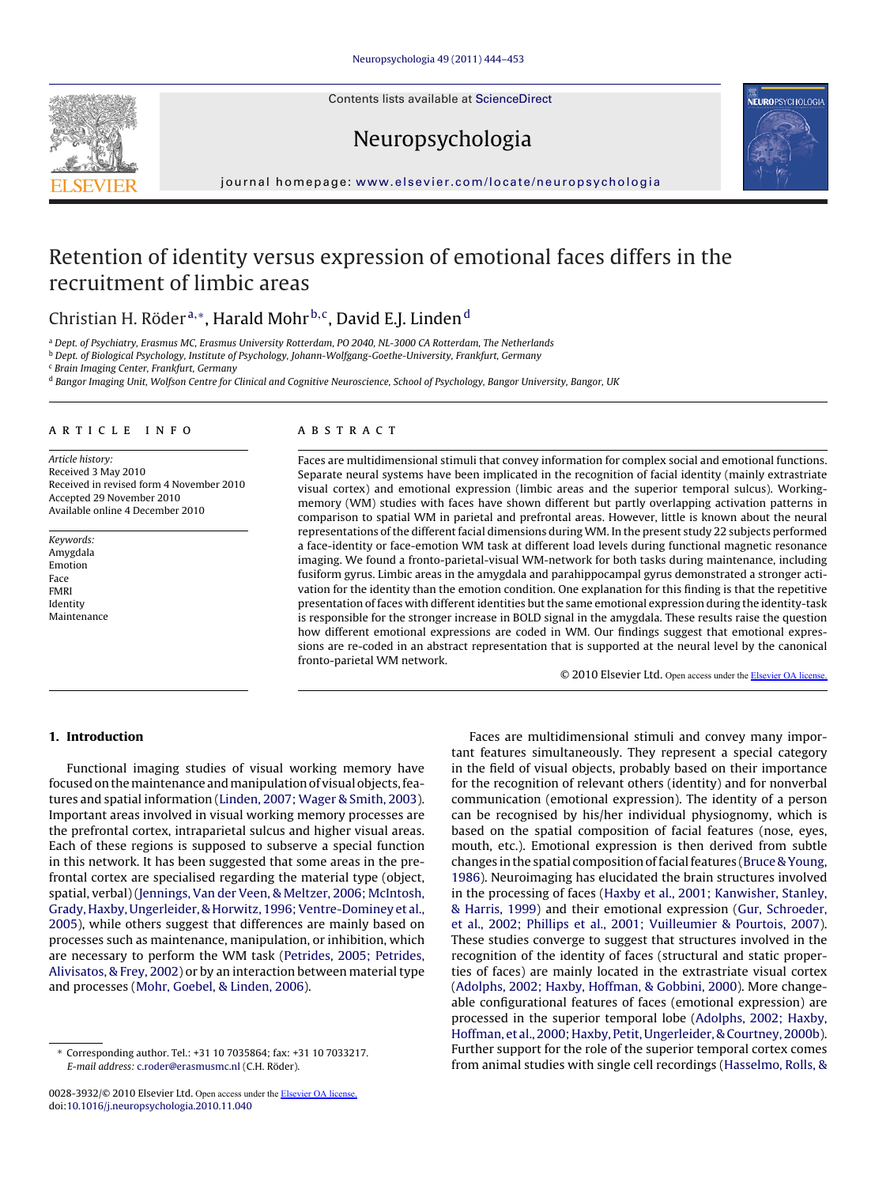Contents lists available at ScienceDirect

# Neuropsychologia

journal homepage: www.elsevier.com/locate/neuropsychologia

# Retention of identity versus expression of emotional faces differs in the recruitment of limbic areas

Christian H. Röder[a,*], Harald Mohr[b,c], David E.J. Linden[d]

[a] Dept. of Psychiatry, Erasmus MC, Erasmus University Rotterdam, PO 2040, NL-3000 CA Rotterdam, The Netherlands
[b] Dept. of Biological Psychology, Institute of Psychology, Johann-Wolfgang-Goethe-University, Frankfurt, Germany
[c] Brain Imaging Center, Frankfurt, Germany
[d] Bangor Imaging Unit, Wolfson Centre for Clinical and Cognitive Neuroscience, School of Psychology, Bangor University, Bangor, UK

## ARTICLE INFO

*Article history:*
Received 3 May 2010
Received in revised form 4 November 2010
Accepted 29 November 2010
Available online 4 December 2010

*Keywords:*
Amygdala
Emotion
Face
FMRI
Identity
Maintenance

## ABSTRACT

Faces are multidimensional stimuli that convey information for complex social and emotional functions. Separate neural systems have been implicated in the recognition of facial identity (mainly extrastriate visual cortex) and emotional expression (limbic areas and the superior temporal sulcus). Working-memory (WM) studies with faces have shown different but partly overlapping activation patterns in comparison to spatial WM in parietal and prefrontal areas. However, little is known about the neural representations of the different facial dimensions during WM. In the present study 22 subjects performed a face-identity or face-emotion WM task at different load levels during functional magnetic resonance imaging. We found a fronto-parietal-visual WM-network for both tasks during maintenance, including fusiform gyrus. Limbic areas in the amygdala and parahippocampal gyrus demonstrated a stronger activation for the identity than the emotion condition. One explanation for this finding is that the repetitive presentation of faces with different identities but the same emotional expression during the identity-task is responsible for the stronger increase in BOLD signal in the amygdala. These results raise the question how different emotional expressions are coded in WM. Our findings suggest that emotional expressions are re-coded in an abstract representation that is supported at the neural level by the canonical fronto-parietal WM network.

© 2010 Elsevier Ltd. Open access under the Elsevier OA license.

## 1. Introduction

Functional imaging studies of visual working memory have focused on the maintenance and manipulation of visual objects, features and spatial information (Linden, 2007; Wager & Smith, 2003). Important areas involved in visual working memory processes are the prefrontal cortex, intraparietal sulcus and higher visual areas. Each of these regions is supposed to subserve a special function in this network. It has been suggested that some areas in the prefrontal cortex are specialised regarding the material type (object, spatial, verbal) (Jennings, Van der Veen, & Meltzer, 2006; McIntosh, Grady, Haxby, Ungerleider, & Horwitz, 1996; Ventre-Dominey et al., 2005), while others suggest that differences are mainly based on processes such as maintenance, manipulation, or inhibition, which are necessary to perform the WM task (Petrides, 2005; Petrides, Alivisatos, & Frey, 2002) or by an interaction between material type and processes (Mohr, Goebel, & Linden, 2006).

Faces are multidimensional stimuli and convey many important features simultaneously. They represent a special category in the field of visual objects, probably based on their importance for the recognition of relevant others (identity) and for nonverbal communication (emotional expression). The identity of a person can be recognised by his/her individual physiognomy, which is based on the spatial composition of facial features (nose, eyes, mouth, etc.). Emotional expression is then derived from subtle changes in the spatial composition of facial features (Bruce & Young, 1986). Neuroimaging has elucidated the brain structures involved in the processing of faces (Haxby et al., 2001; Kanwisher, Stanley, & Harris, 1999) and their emotional expression (Gur, Schroeder, et al., 2002; Phillips et al., 2001; Vuilleumier & Pourtois, 2007). These studies converge to suggest that structures involved in the recognition of the identity of faces (structural and static properties of faces) are mainly located in the extrastriate visual cortex (Adolphs, 2002; Haxby, Hoffman, & Gobbini, 2000). More changeable configurational features of faces (emotional expression) are processed in the superior temporal lobe (Adolphs, 2002; Haxby, Hoffman, et al., 2000; Haxby, Petit, Ungerleider, & Courtney, 2000b). Further support for the role of the superior temporal cortex comes from animal studies with single cell recordings (Hasselmo, Rolls, &

\* Corresponding author. Tel.: +31 10 7035864; fax: +31 10 7033217.
*E-mail address:* c.roder@erasmusmc.nl (C.H. Röder).

0028-3932/© 2010 Elsevier Ltd. Open access under the Elsevier OA license.
doi:10.1016/j.neuropsychologia.2010.11.040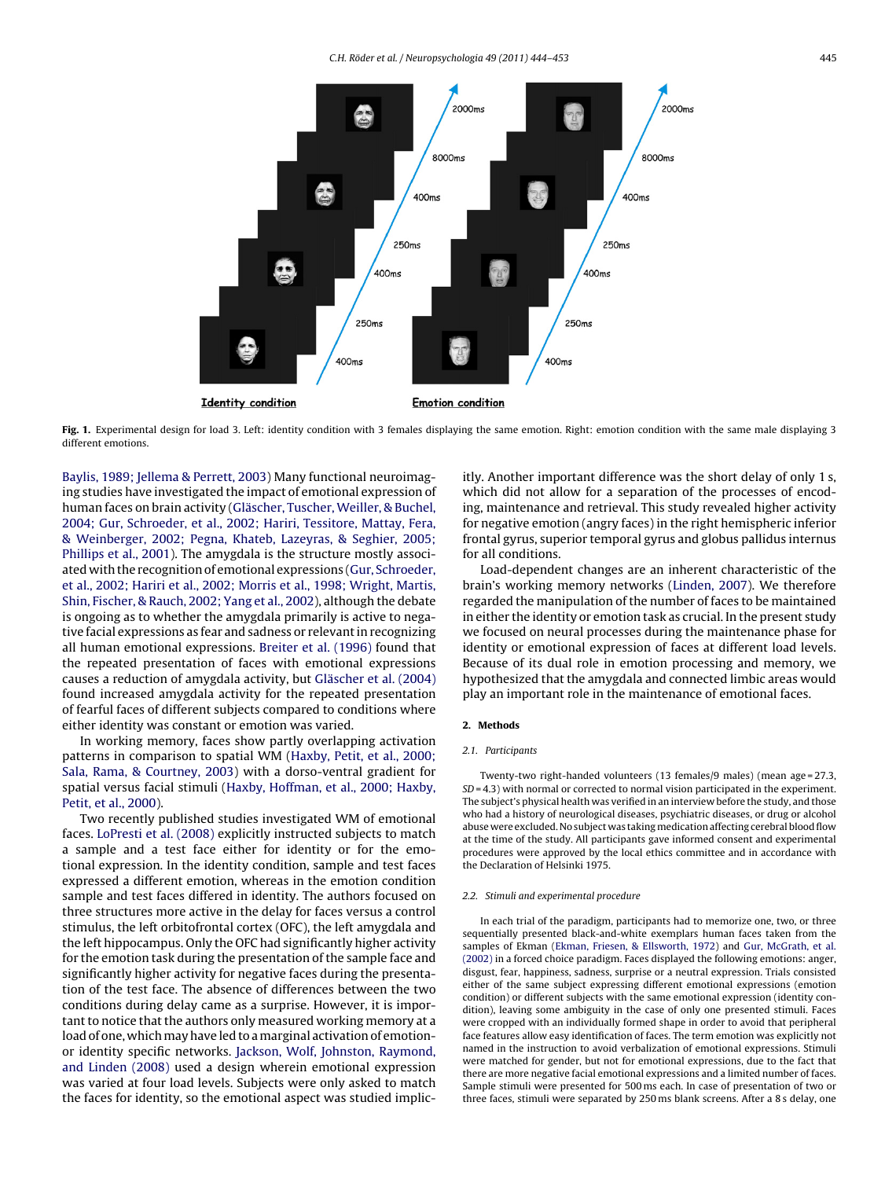**Fig. 1.** Experimental design for load 3. Left: identity condition with 3 females displaying the same emotion. Right: emotion condition with the same male displaying 3 different emotions.

Baylis, 1989; Jellema & Perrett, 2003) Many functional neuroimaging studies have investigated the impact of emotional expression of human faces on brain activity (Gläscher, Tuscher, Weiller, & Buchel, 2004; Gur, Schroeder, et al., 2002; Hariri, Tessitore, Mattay, Fera, & Weinberger, 2002; Pegna, Khateb, Lazeyras, & Seghier, 2005; Phillips et al., 2001). The amygdala is the structure mostly associated with the recognition of emotional expressions (Gur, Schroeder, et al., 2002; Hariri et al., 2002; Morris et al., 1998; Wright, Martis, Shin, Fischer, & Rauch, 2002; Yang et al., 2002), although the debate is ongoing as to whether the amygdala primarily is active to negative facial expressions as fear and sadness or relevant in recognizing all human emotional expressions. Breiter et al. (1996) found that the repeated presentation of faces with emotional expressions causes a reduction of amygdala activity, but Gläscher et al. (2004) found increased amygdala activity for the repeated presentation of fearful faces of different subjects compared to conditions where either identity was constant or emotion was varied.

In working memory, faces show partly overlapping activation patterns in comparison to spatial WM (Haxby, Petit, et al., 2000; Sala, Rama, & Courtney, 2003) with a dorso-ventral gradient for spatial versus facial stimuli (Haxby, Hoffman, et al., 2000; Haxby, Petit, et al., 2000).

Two recently published studies investigated WM of emotional faces. LoPresti et al. (2008) explicitly instructed subjects to match a sample and a test face either for identity or for the emotional expression. In the identity condition, sample and test faces expressed a different emotion, whereas in the emotion condition sample and test faces differed in identity. The authors focused on three structures more active in the delay for faces versus a control stimulus, the left orbitofrontal cortex (OFC), the left amygdala and the left hippocampus. Only the OFC had significantly higher activity for the emotion task during the presentation of the sample face and significantly higher activity for negative faces during the presentation of the test face. The absence of differences between the two conditions during delay came as a surprise. However, it is important to notice that the authors only measured working memory at a load of one, which may have led to a marginal activation of emotion- or identity specific networks. Jackson, Wolf, Johnston, Raymond, and Linden (2008) used a design wherein emotional expression was varied at four load levels. Subjects were only asked to match the faces for identity, so the emotional aspect was studied implicitly. Another important difference was the short delay of only 1 s, which did not allow for a separation of the processes of encoding, maintenance and retrieval. This study revealed higher activity for negative emotion (angry faces) in the right hemispheric inferior frontal gyrus, superior temporal gyrus and globus pallidus internus for all conditions.

Load-dependent changes are an inherent characteristic of the brain's working memory networks (Linden, 2007). We therefore regarded the manipulation of the number of faces to be maintained in either the identity or emotion task as crucial. In the present study we focused on neural processes during the maintenance phase for identity or emotional expression of faces at different load levels. Because of its dual role in emotion processing and memory, we hypothesized that the amygdala and connected limbic areas would play an important role in the maintenance of emotional faces.

## 2. Methods

### 2.1. Participants

Twenty-two right-handed volunteers (13 females/9 males) (mean age = 27.3, *SD* = 4.3) with normal or corrected to normal vision participated in the experiment. The subject's physical health was verified in an interview before the study, and those who had a history of neurological diseases, psychiatric diseases, or drug or alcohol abuse were excluded. No subject was taking medication affecting cerebral blood flow at the time of the study. All participants gave informed consent and experimental procedures were approved by the local ethics committee and in accordance with the Declaration of Helsinki 1975.

### 2.2. Stimuli and experimental procedure

In each trial of the paradigm, participants had to memorize one, two, or three sequentially presented black-and-white exemplars human faces taken from the samples of Ekman (Ekman, Friesen, & Ellsworth, 1972) and Gur, McGrath, et al. (2002) in a forced choice paradigm. Faces displayed the following emotions: anger, disgust, fear, happiness, sadness, surprise or a neutral expression. Trials consisted either of the same subject expressing different emotional expressions (emotion condition) or different subjects with the same emotional expression (identity condition), leaving some ambiguity in the case of only one presented stimuli. Faces were cropped with an individually formed shape in order to avoid that peripheral face features allow easy identification of faces. The term emotion was explicitly not named in the instruction to avoid verbalization of emotional expressions. Stimuli were matched for gender, but not for emotional expression, due to the fact that there are more negative facial emotional expressions and a limited number of faces. Sample stimuli were presented for 500 ms each. In case of presentation of two or three faces, stimuli were separated by 250 ms blank screens. After a 8 s delay, one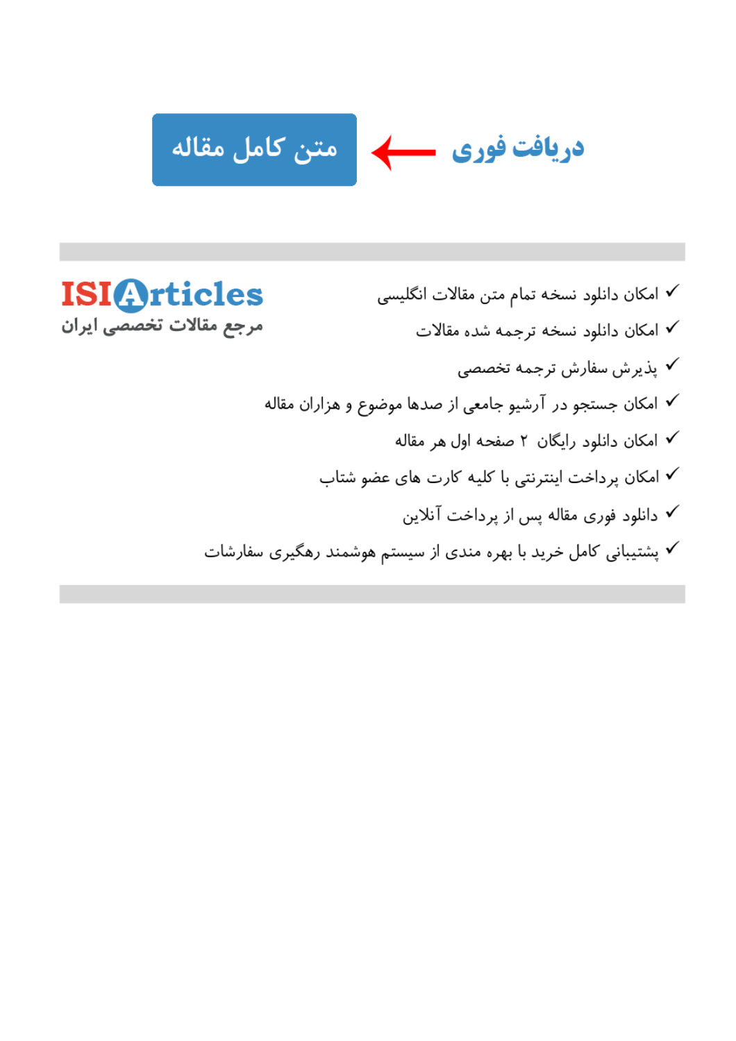دریافت فوری ← متن کامل مقاله

ISIArticles

مرجع مقالات تخصصی ایران

- ✓ امکان دانلود نسخه تمام متن مقالات انگلیسی
- ✓ امکان دانلود نسخه ترجمه شده مقالات
- ✓ پذیرش سفارش ترجمه تخصصی
- ✓ امکان جستجو در آرشیو جامعی از صدها موضوع و هزاران مقاله
- ✓ امکان دانلود رایگان ۲ صفحه اول هر مقاله
- ✓ امکان پرداخت اینترنتی با کلیه کارت های عضو شتاب
- ✓ دانلود فوری مقاله پس از پرداخت آنلاین
- ✓ پشتیبانی کامل خرید با بهره مندی از سیستم هوشمند رهگیری سفارشات